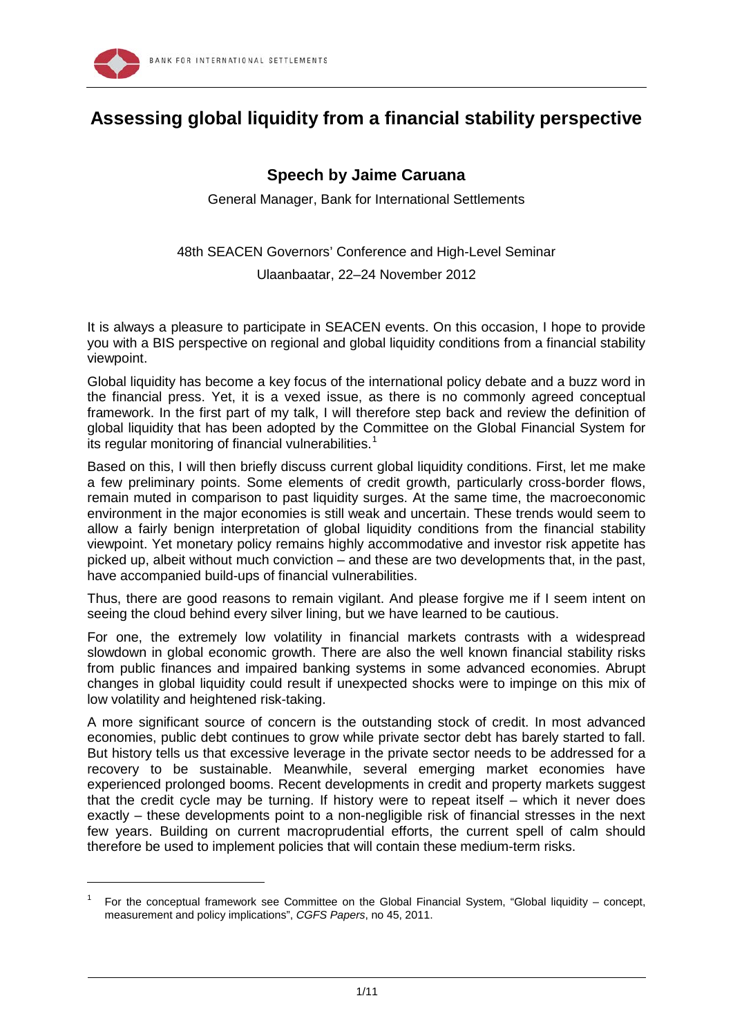# Assessing global liquidity from a financial stability perspective

## Speech by Jaime Caruana

General Manager, Bank for International Settlements

48th SEACEN Governors' Conference and High-Level Seminar

Ulaanbaatar, 22–24 November 2012

It is always a pleasure to participate in SEACEN events. On this occasion, I hope to provide you with a BIS perspective on regional and global liquidity conditions from a financial stability viewpoint.

Global liquidity has become a key focus of the international policy debate and a buzz word in the financial press. Yet, it is a vexed issue, as there is no commonly agreed conceptual framework. In the first part of my talk, I will therefore step back and review the definition of global liquidity that has been adopted by the Committee on the Global Financial System for its regular monitoring of financial vulnerabilities.[1]

Based on this, I will then briefly discuss current global liquidity conditions. First, let me make a few preliminary points. Some elements of credit growth, particularly cross-border flows, remain muted in comparison to past liquidity surges. At the same time, the macroeconomic environment in the major economies is still weak and uncertain. These trends would seem to allow a fairly benign interpretation of global liquidity conditions from the financial stability viewpoint. Yet monetary policy remains highly accommodative and investor risk appetite has picked up, albeit without much conviction – and these are two developments that, in the past, have accompanied build-ups of financial vulnerabilities.

Thus, there are good reasons to remain vigilant. And please forgive me if I seem intent on seeing the cloud behind every silver lining, but we have learned to be cautious.

For one, the extremely low volatility in financial markets contrasts with a widespread slowdown in global economic growth. There are also the well known financial stability risks from public finances and impaired banking systems in some advanced economies. Abrupt changes in global liquidity could result if unexpected shocks were to impinge on this mix of low volatility and heightened risk-taking.

A more significant source of concern is the outstanding stock of credit. In most advanced economies, public debt continues to grow while private sector debt has barely started to fall. But history tells us that excessive leverage in the private sector needs to be addressed for a recovery to be sustainable. Meanwhile, several emerging market economies have experienced prolonged booms. Recent developments in credit and property markets suggest that the credit cycle may be turning. If history were to repeat itself – which it never does exactly – these developments point to a non-negligible risk of financial stresses in the next few years. Building on current macroprudential efforts, the current spell of calm should therefore be used to implement policies that will contain these medium-term risks.

---

[1] For the conceptual framework see Committee on the Global Financial System, "Global liquidity – concept, measurement and policy implications", *CGFS Papers*, no 45, 2011.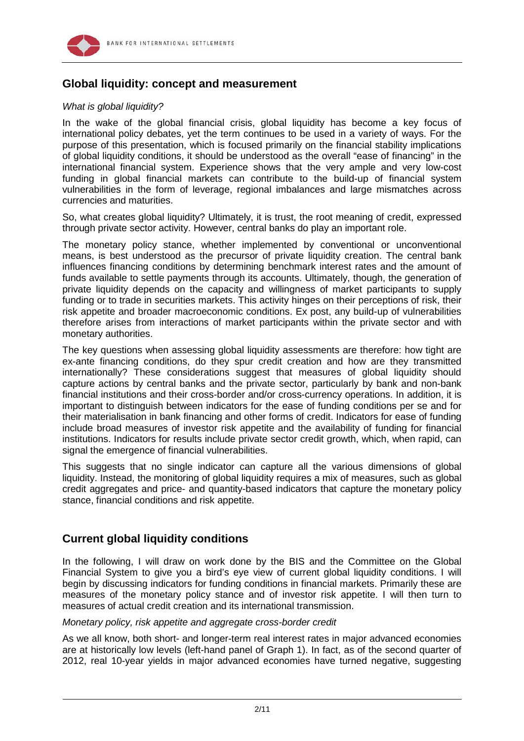## Global liquidity: concept and measurement

*What is global liquidity?*

In the wake of the global financial crisis, global liquidity has become a key focus of international policy debates, yet the term continues to be used in a variety of ways. For the purpose of this presentation, which is focused primarily on the financial stability implications of global liquidity conditions, it should be understood as the overall "ease of financing" in the international financial system. Experience shows that the very ample and very low-cost funding in global financial markets can contribute to the build-up of financial system vulnerabilities in the form of leverage, regional imbalances and large mismatches across currencies and maturities.

So, what creates global liquidity? Ultimately, it is trust, the root meaning of credit, expressed through private sector activity. However, central banks do play an important role.

The monetary policy stance, whether implemented by conventional or unconventional means, is best understood as the precursor of private liquidity creation. The central bank influences financing conditions by determining benchmark interest rates and the amount of funds available to settle payments through its accounts. Ultimately, though, the generation of private liquidity depends on the capacity and willingness of market participants to supply funding or to trade in securities markets. This activity hinges on their perceptions of risk, their risk appetite and broader macroeconomic conditions. Ex post, any build-up of vulnerabilities therefore arises from interactions of market participants within the private sector and with monetary authorities.

The key questions when assessing global liquidity assessments are therefore: how tight are ex-ante financing conditions, do they spur credit creation and how are they transmitted internationally? These considerations suggest that measures of global liquidity should capture actions by central banks and the private sector, particularly by bank and non-bank financial institutions and their cross-border and/or cross-currency operations. In addition, it is important to distinguish between indicators for the ease of funding conditions per se and for their materialisation in bank financing and other forms of credit. Indicators for ease of funding include broad measures of investor risk appetite and the availability of funding for financial institutions. Indicators for results include private sector credit growth, which, when rapid, can signal the emergence of financial vulnerabilities.

This suggests that no single indicator can capture all the various dimensions of global liquidity. Instead, the monitoring of global liquidity requires a mix of measures, such as global credit aggregates and price- and quantity-based indicators that capture the monetary policy stance, financial conditions and risk appetite.

## Current global liquidity conditions

In the following, I will draw on work done by the BIS and the Committee on the Global Financial System to give you a bird's eye view of current global liquidity conditions. I will begin by discussing indicators for funding conditions in financial markets. Primarily these are measures of the monetary policy stance and of investor risk appetite. I will then turn to measures of actual credit creation and its international transmission.

*Monetary policy, risk appetite and aggregate cross-border credit*

As we all know, both short- and longer-term real interest rates in major advanced economies are at historically low levels (left-hand panel of Graph 1). In fact, as of the second quarter of 2012, real 10-year yields in major advanced economies have turned negative, suggesting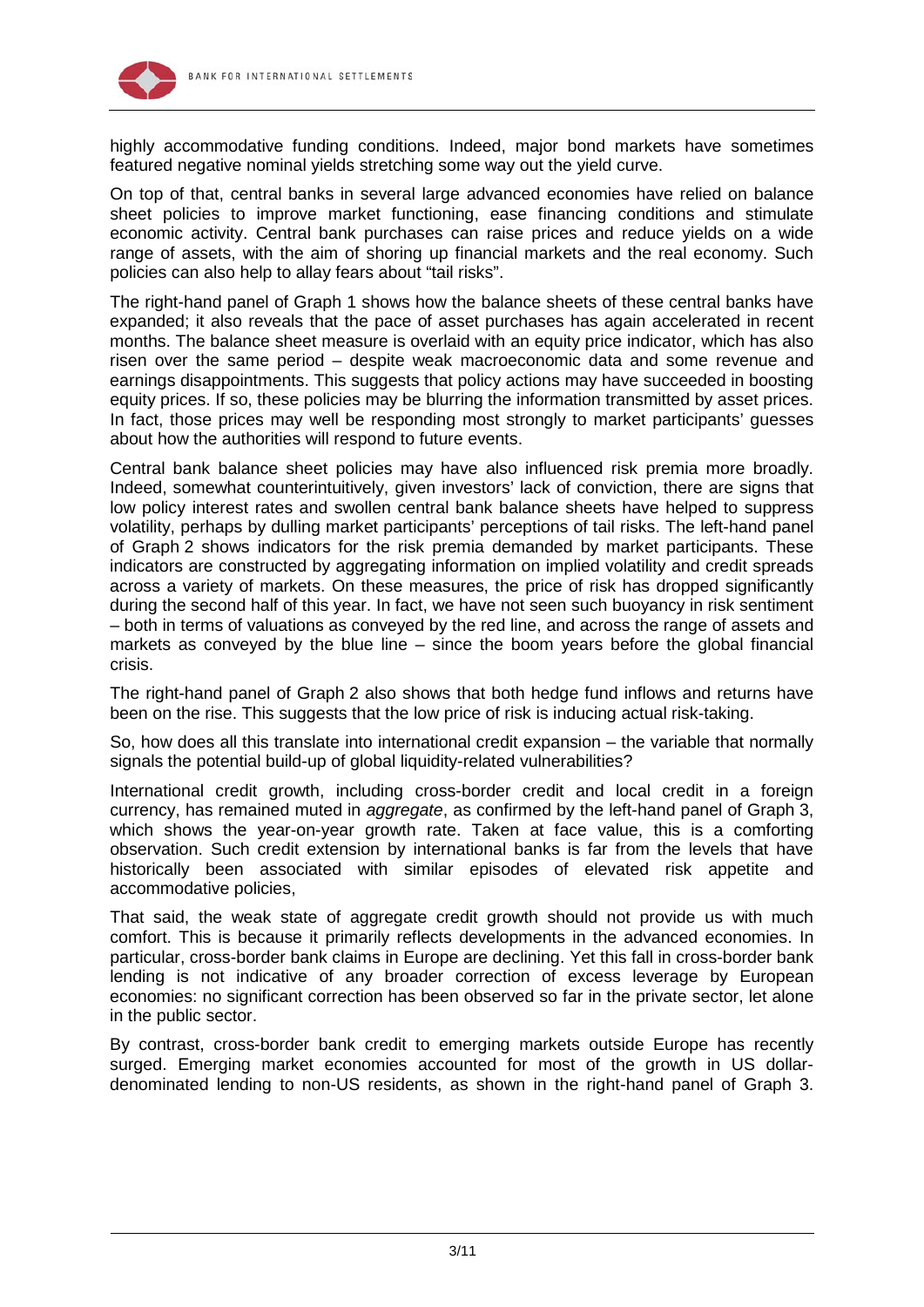highly accommodative funding conditions. Indeed, major bond markets have sometimes featured negative nominal yields stretching some way out the yield curve.

On top of that, central banks in several large advanced economies have relied on balance sheet policies to improve market functioning, ease financing conditions and stimulate economic activity. Central bank purchases can raise prices and reduce yields on a wide range of assets, with the aim of shoring up financial markets and the real economy. Such policies can also help to allay fears about "tail risks".

The right-hand panel of Graph 1 shows how the balance sheets of these central banks have expanded; it also reveals that the pace of asset purchases has again accelerated in recent months. The balance sheet measure is overlaid with an equity price indicator, which has also risen over the same period – despite weak macroeconomic data and some revenue and earnings disappointments. This suggests that policy actions may have succeeded in boosting equity prices. If so, these policies may be blurring the information transmitted by asset prices. In fact, those prices may well be responding most strongly to market participants' guesses about how the authorities will respond to future events.

Central bank balance sheet policies may have also influenced risk premia more broadly. Indeed, somewhat counterintuitively, given investors' lack of conviction, there are signs that low policy interest rates and swollen central bank balance sheets have helped to suppress volatility, perhaps by dulling market participants' perceptions of tail risks. The left-hand panel of Graph 2 shows indicators for the risk premia demanded by market participants. These indicators are constructed by aggregating information on implied volatility and credit spreads across a variety of markets. On these measures, the price of risk has dropped significantly during the second half of this year. In fact, we have not seen such buoyancy in risk sentiment – both in terms of valuations as conveyed by the red line, and across the range of assets and markets as conveyed by the blue line – since the boom years before the global financial crisis.

The right-hand panel of Graph 2 also shows that both hedge fund inflows and returns have been on the rise. This suggests that the low price of risk is inducing actual risk-taking.

So, how does all this translate into international credit expansion – the variable that normally signals the potential build-up of global liquidity-related vulnerabilities?

International credit growth, including cross-border credit and local credit in a foreign currency, has remained muted in *aggregate*, as confirmed by the left-hand panel of Graph 3, which shows the year-on-year growth rate. Taken at face value, this is a comforting observation. Such credit extension by international banks is far from the levels that have historically been associated with similar episodes of elevated risk appetite and accommodative policies,

That said, the weak state of aggregate credit growth should not provide us with much comfort. This is because it primarily reflects developments in the advanced economies. In particular, cross-border bank claims in Europe are declining. Yet this fall in cross-border bank lending is not indicative of any broader correction of excess leverage by European economies: no significant correction has been observed so far in the private sector, let alone in the public sector.

By contrast, cross-border bank credit to emerging markets outside Europe has recently surged. Emerging market economies accounted for most of the growth in US dollar-denominated lending to non-US residents, as shown in the right-hand panel of Graph 3.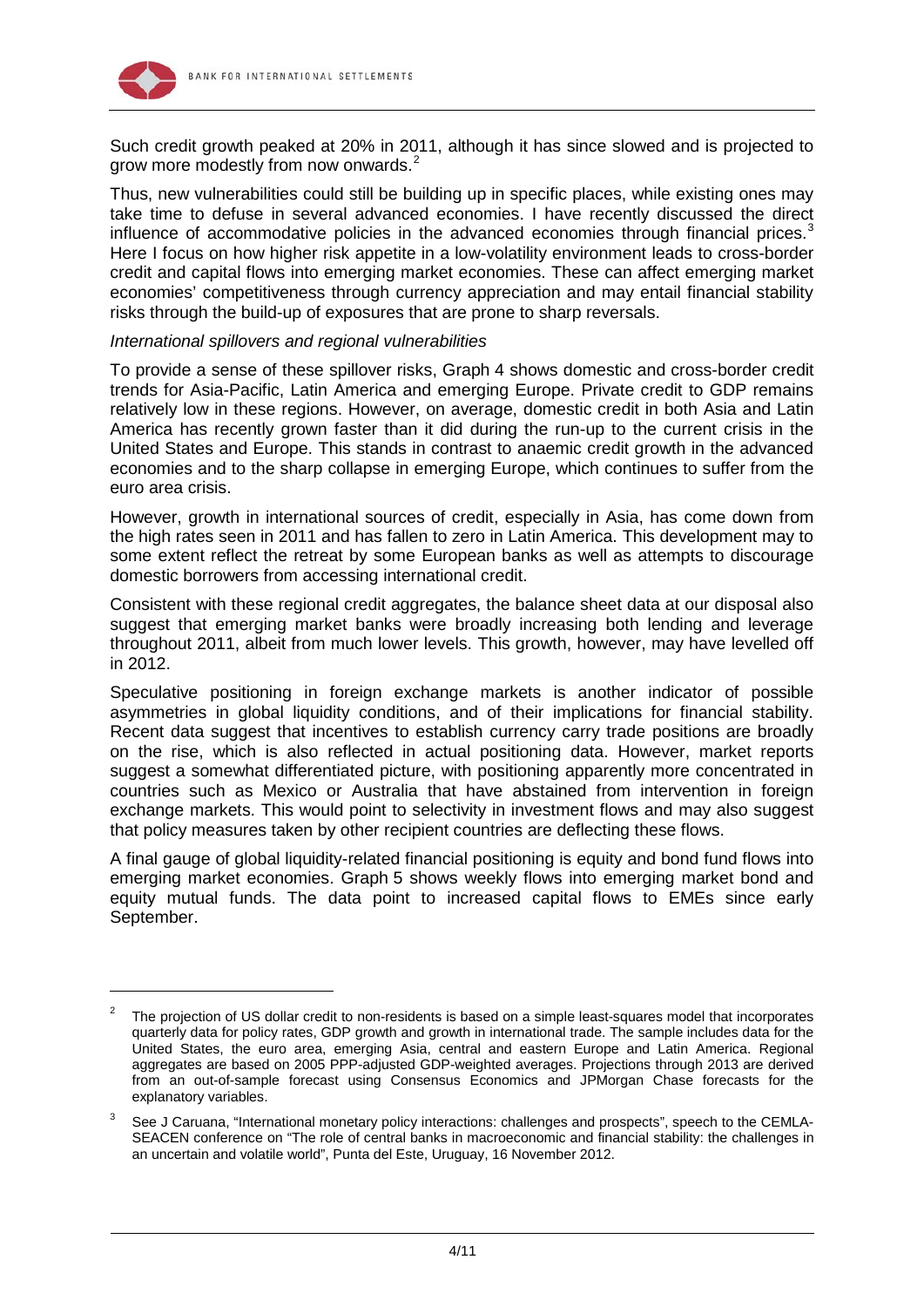Such credit growth peaked at 20% in 2011, although it has since slowed and is projected to grow more modestly from now onwards.[2]

Thus, new vulnerabilities could still be building up in specific places, while existing ones may take time to defuse in several advanced economies. I have recently discussed the direct influence of accommodative policies in the advanced economies through financial prices.[3] Here I focus on how higher risk appetite in a low-volatility environment leads to cross-border credit and capital flows into emerging market economies. These can affect emerging market economies' competitiveness through currency appreciation and may entail financial stability risks through the build-up of exposures that are prone to sharp reversals.

*International spillovers and regional vulnerabilities*

To provide a sense of these spillover risks, Graph 4 shows domestic and cross-border credit trends for Asia-Pacific, Latin America and emerging Europe. Private credit to GDP remains relatively low in these regions. However, on average, domestic credit in both Asia and Latin America has recently grown faster than it did during the run-up to the current crisis in the United States and Europe. This stands in contrast to anaemic credit growth in the advanced economies and to the sharp collapse in emerging Europe, which continues to suffer from the euro area crisis.

However, growth in international sources of credit, especially in Asia, has come down from the high rates seen in 2011 and has fallen to zero in Latin America. This development may to some extent reflect the retreat by some European banks as well as attempts to discourage domestic borrowers from accessing international credit.

Consistent with these regional credit aggregates, the balance sheet data at our disposal also suggest that emerging market banks were broadly increasing both lending and leverage throughout 2011, albeit from much lower levels. This growth, however, may have levelled off in 2012.

Speculative positioning in foreign exchange markets is another indicator of possible asymmetries in global liquidity conditions, and of their implications for financial stability. Recent data suggest that incentives to establish currency carry trade positions are broadly on the rise, which is also reflected in actual positioning data. However, market reports suggest a somewhat differentiated picture, with positioning apparently more concentrated in countries such as Mexico or Australia that have abstained from intervention in foreign exchange markets. This would point to selectivity in investment flows and may also suggest that policy measures taken by other recipient countries are deflecting these flows.

A final gauge of global liquidity-related financial positioning is equity and bond fund flows into emerging market economies. Graph 5 shows weekly flows into emerging market bond and equity mutual funds. The data point to increased capital flows to EMEs since early September.

---

[2] The projection of US dollar credit to non-residents is based on a simple least-squares model that incorporates quarterly data for policy rates, GDP growth and growth in international trade. The sample includes data for the United States, the euro area, emerging Asia, central and eastern Europe and Latin America. Regional aggregates are based on 2005 PPP-adjusted GDP-weighted averages. Projections through 2013 are derived from an out-of-sample forecast using Consensus Economics and JPMorgan Chase forecasts for the explanatory variables.

[3] See J Caruana, "International monetary policy interactions: challenges and prospects", speech to the CEMLA-SEACEN conference on "The role of central banks in macroeconomic and financial stability: the challenges in an uncertain and volatile world", Punta del Este, Uruguay, 16 November 2012.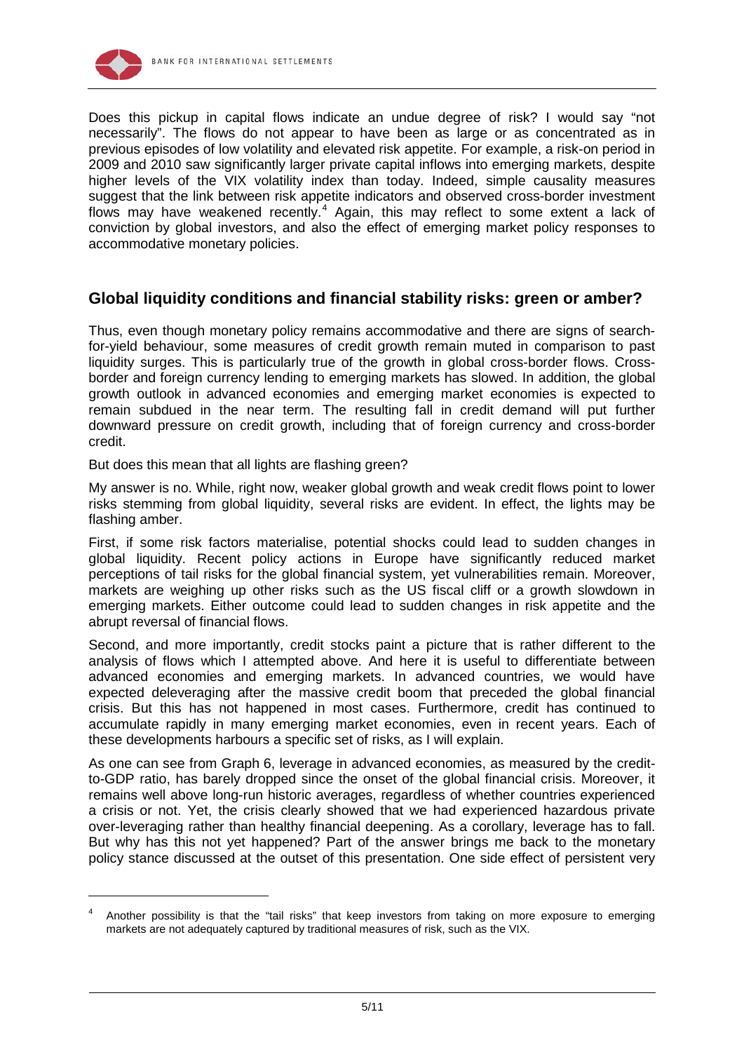Does this pickup in capital flows indicate an undue degree of risk? I would say "not necessarily". The flows do not appear to have been as large or as concentrated as in previous episodes of low volatility and elevated risk appetite. For example, a risk-on period in 2009 and 2010 saw significantly larger private capital inflows into emerging markets, despite higher levels of the VIX volatility index than today. Indeed, simple causality measures suggest that the link between risk appetite indicators and observed cross-border investment flows may have weakened recently.[4] Again, this may reflect to some extent a lack of conviction by global investors, and also the effect of emerging market policy responses to accommodative monetary policies.

## Global liquidity conditions and financial stability risks: green or amber?

Thus, even though monetary policy remains accommodative and there are signs of search-for-yield behaviour, some measures of credit growth remain muted in comparison to past liquidity surges. This is particularly true of the growth in global cross-border flows. Cross-border and foreign currency lending to emerging markets has slowed. In addition, the global growth outlook in advanced economies and emerging market economies is expected to remain subdued in the near term. The resulting fall in credit demand will put further downward pressure on credit growth, including that of foreign currency and cross-border credit.

But does this mean that all lights are flashing green?

My answer is no. While, right now, weaker global growth and weak credit flows point to lower risks stemming from global liquidity, several risks are evident. In effect, the lights may be flashing amber.

First, if some risk factors materialise, potential shocks could lead to sudden changes in global liquidity. Recent policy actions in Europe have significantly reduced market perceptions of tail risks for the global financial system, yet vulnerabilities remain. Moreover, markets are weighing up other risks such as the US fiscal cliff or a growth slowdown in emerging markets. Either outcome could lead to sudden changes in risk appetite and the abrupt reversal of financial flows.

Second, and more importantly, credit stocks paint a picture that is rather different to the analysis of flows which I attempted above. And here it is useful to differentiate between advanced economies and emerging markets. In advanced countries, we would have expected deleveraging after the massive credit boom that preceded the global financial crisis. But this has not happened in most cases. Furthermore, credit has continued to accumulate rapidly in many emerging market economies, even in recent years. Each of these developments harbours a specific set of risks, as I will explain.

As one can see from Graph 6, leverage in advanced economies, as measured by the credit-to-GDP ratio, has barely dropped since the onset of the global financial crisis. Moreover, it remains well above long-run historic averages, regardless of whether countries experienced a crisis or not. Yet, the crisis clearly showed that we had experienced hazardous private over-leveraging rather than healthy financial deepening. As a corollary, leverage has to fall. But why has this not yet happened? Part of the answer brings me back to the monetary policy stance discussed at the outset of this presentation. One side effect of persistent very

---

[4] Another possibility is that the "tail risks" that keep investors from taking on more exposure to emerging markets are not adequately captured by traditional measures of risk, such as the VIX.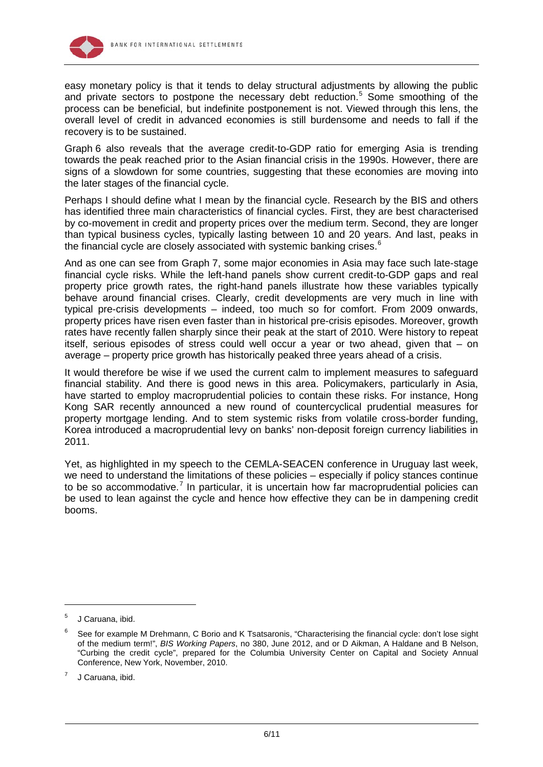easy monetary policy is that it tends to delay structural adjustments by allowing the public and private sectors to postpone the necessary debt reduction.[5] Some smoothing of the process can be beneficial, but indefinite postponement is not. Viewed through this lens, the overall level of credit in advanced economies is still burdensome and needs to fall if the recovery is to be sustained.

Graph 6 also reveals that the average credit-to-GDP ratio for emerging Asia is trending towards the peak reached prior to the Asian financial crisis in the 1990s. However, there are signs of a slowdown for some countries, suggesting that these economies are moving into the later stages of the financial cycle.

Perhaps I should define what I mean by the financial cycle. Research by the BIS and others has identified three main characteristics of financial cycles. First, they are best characterised by co-movement in credit and property prices over the medium term. Second, they are longer than typical business cycles, typically lasting between 10 and 20 years. And last, peaks in the financial cycle are closely associated with systemic banking crises.[6]

And as one can see from Graph 7, some major economies in Asia may face such late-stage financial cycle risks. While the left-hand panels show current credit-to-GDP gaps and real property price growth rates, the right-hand panels illustrate how these variables typically behave around financial crises. Clearly, credit developments are very much in line with typical pre-crisis developments – indeed, too much so for comfort. From 2009 onwards, property prices have risen even faster than in historical pre-crisis episodes. Moreover, growth rates have recently fallen sharply since their peak at the start of 2010. Were history to repeat itself, serious episodes of stress could well occur a year or two ahead, given that – on average – property price growth has historically peaked three years ahead of a crisis.

It would therefore be wise if we used the current calm to implement measures to safeguard financial stability. And there is good news in this area. Policymakers, particularly in Asia, have started to employ macroprudential policies to contain these risks. For instance, Hong Kong SAR recently announced a new round of countercyclical prudential measures for property mortgage lending. And to stem systemic risks from volatile cross-border funding, Korea introduced a macroprudential levy on banks' non-deposit foreign currency liabilities in 2011.

Yet, as highlighted in my speech to the CEMLA-SEACEN conference in Uruguay last week, we need to understand the limitations of these policies – especially if policy stances continue to be so accommodative.[7] In particular, it is uncertain how far macroprudential policies can be used to lean against the cycle and hence how effective they can be in dampening credit booms.

---

[5] J Caruana, ibid.

[6] See for example M Drehmann, C Borio and K Tsatsaronis, "Characterising the financial cycle: don't lose sight of the medium term!", *BIS Working Papers*, no 380, June 2012, and or D Aikman, A Haldane and B Nelson, "Curbing the credit cycle", prepared for the Columbia University Center on Capital and Society Annual Conference, New York, November, 2010.

[7] J Caruana, ibid.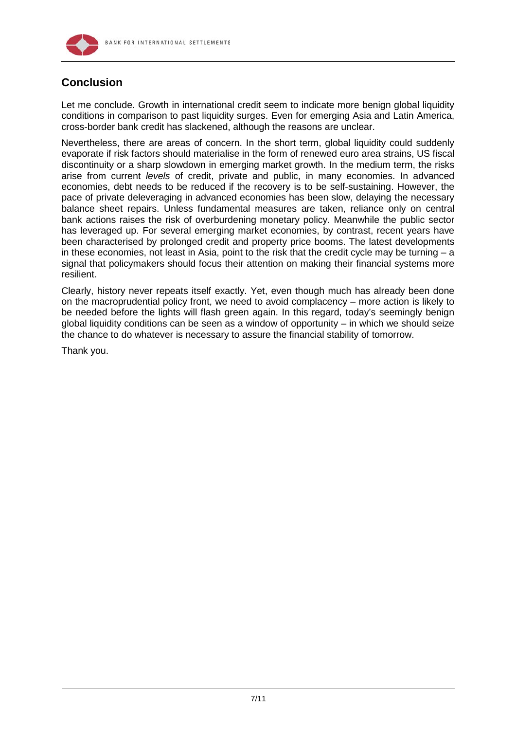## Conclusion

Let me conclude. Growth in international credit seem to indicate more benign global liquidity conditions in comparison to past liquidity surges. Even for emerging Asia and Latin America, cross-border bank credit has slackened, although the reasons are unclear.

Nevertheless, there are areas of concern. In the short term, global liquidity could suddenly evaporate if risk factors should materialise in the form of renewed euro area strains, US fiscal discontinuity or a sharp slowdown in emerging market growth. In the medium term, the risks arise from current *levels* of credit, private and public, in many economies. In advanced economies, debt needs to be reduced if the recovery is to be self-sustaining. However, the pace of private deleveraging in advanced economies has been slow, delaying the necessary balance sheet repairs. Unless fundamental measures are taken, reliance only on central bank actions raises the risk of overburdening monetary policy. Meanwhile the public sector has leveraged up. For several emerging market economies, by contrast, recent years have been characterised by prolonged credit and property price booms. The latest developments in these economies, not least in Asia, point to the risk that the credit cycle may be turning – a signal that policymakers should focus their attention on making their financial systems more resilient.

Clearly, history never repeats itself exactly. Yet, even though much has already been done on the macroprudential policy front, we need to avoid complacency – more action is likely to be needed before the lights will flash green again. In this regard, today's seemingly benign global liquidity conditions can be seen as a window of opportunity – in which we should seize the chance to do whatever is necessary to assure the financial stability of tomorrow.

Thank you.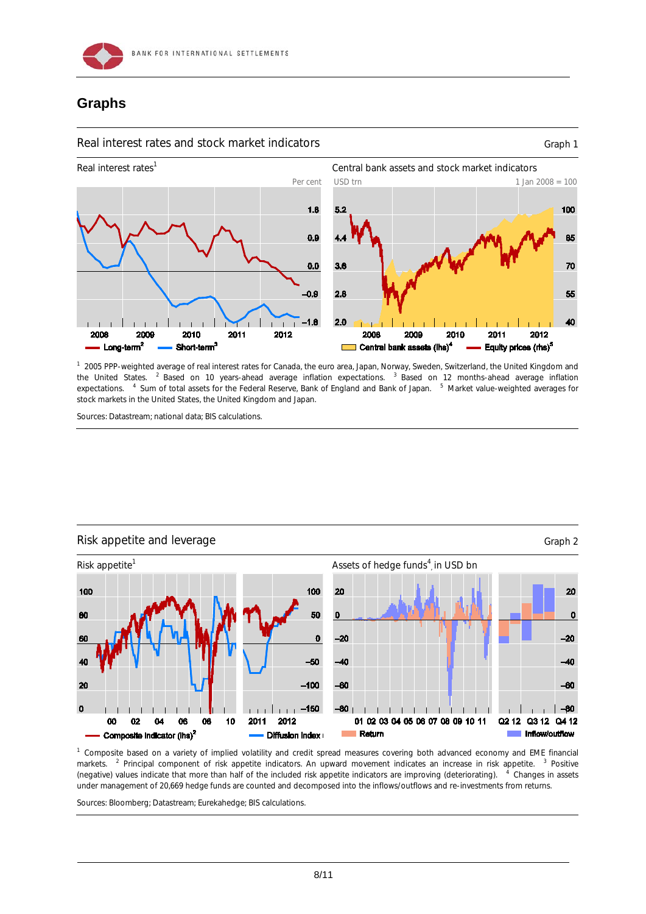## Graphs

### Real interest rates and stock market indicators

Graph 1

Real interest rates[1]

Central bank assets and stock market indicators

[1] 2005 PPP-weighted average of real interest rates for Canada, the euro area, Japan, Norway, Sweden, Switzerland, the United Kingdom and the United States. [2] Based on 10 years-ahead average inflation expectations. [3] Based on 12 months-ahead average inflation expectations. [4] Sum of total assets for the Federal Reserve, Bank of England and Bank of Japan. [5] Market value-weighted averages for stock markets in the United States, the United Kingdom and Japan.

Sources: Datastream; national data; BIS calculations.

### Risk appetite and leverage

Graph 2

Risk appetite[1]

Assets of hedge funds[4], in USD bn

[1] Composite based on a variety of implied volatility and credit spread measures covering both advanced economy and EME financial markets. [2] Principal component of risk appetite indicators. An upward movement indicates an increase in risk appetite. [3] Positive (negative) values indicate that more than half of the included risk appetite indicators are improving (deteriorating). [4] Changes in assets under management of 20,669 hedge funds are counted and decomposed into the inflows/outflows and re-investments from returns.

Sources: Bloomberg; Datastream; Eurekahedge; BIS calculations.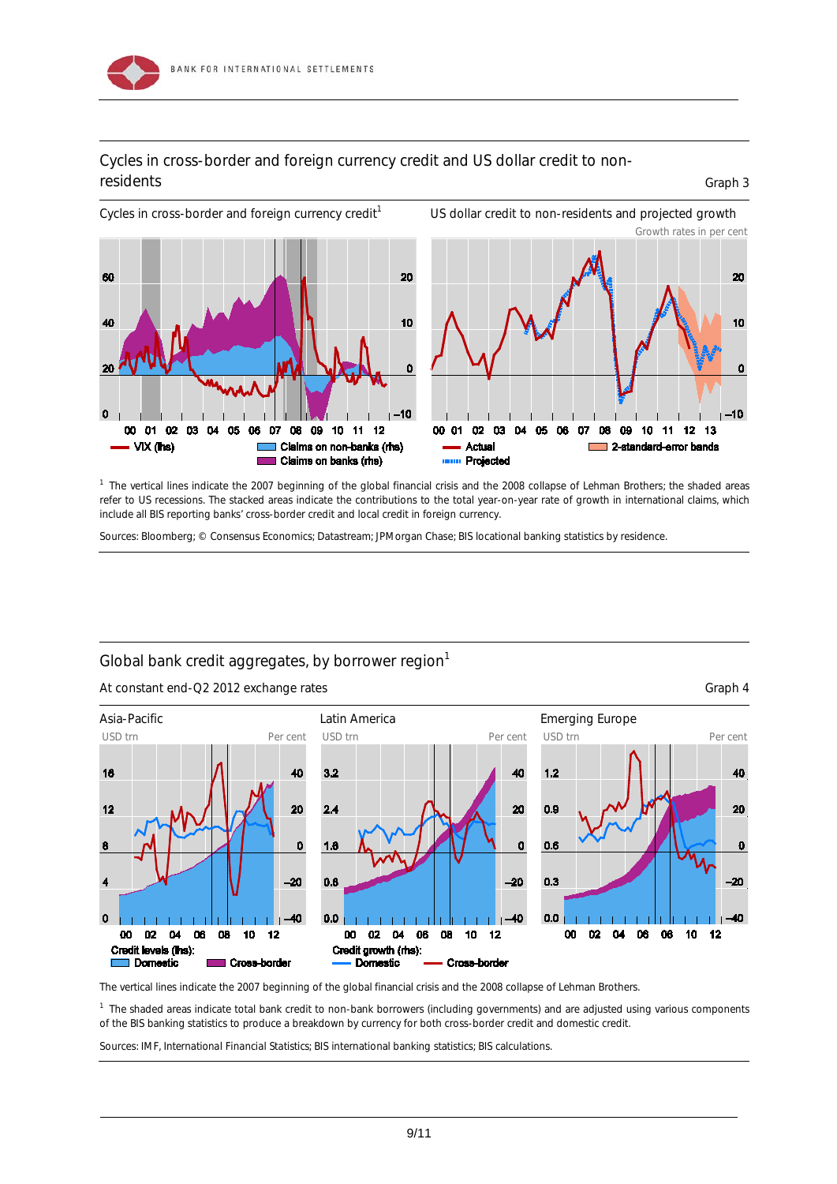## Cycles in cross-border and foreign currency credit and US dollar credit to non-residents

Graph 3

Cycles in cross-border and foreign currency credit[1]

US dollar credit to non-residents and projected growth

Growth rates in per cent

[1] The vertical lines indicate the 2007 beginning of the global financial crisis and the 2008 collapse of Lehman Brothers; the shaded areas refer to US recessions. The stacked areas indicate the contributions to the total year-on-year rate of growth in international claims, which include all BIS reporting banks' cross-border credit and local credit in foreign currency.

Sources: Bloomberg; © Consensus Economics; Datastream; JPMorgan Chase; BIS locational banking statistics by residence.

## Global bank credit aggregates, by borrower region[1]

At constant end-Q2 2012 exchange rates

Graph 4

Asia-Pacific | Latin America | Emerging Europe

The vertical lines indicate the 2007 beginning of the global financial crisis and the 2008 collapse of Lehman Brothers.

[1] The shaded areas indicate total bank credit to non-bank borrowers (including governments) and are adjusted using various components of the BIS banking statistics to produce a breakdown by currency for both cross-border credit and domestic credit.

Sources: IMF, International Financial Statistics; BIS international banking statistics; BIS calculations.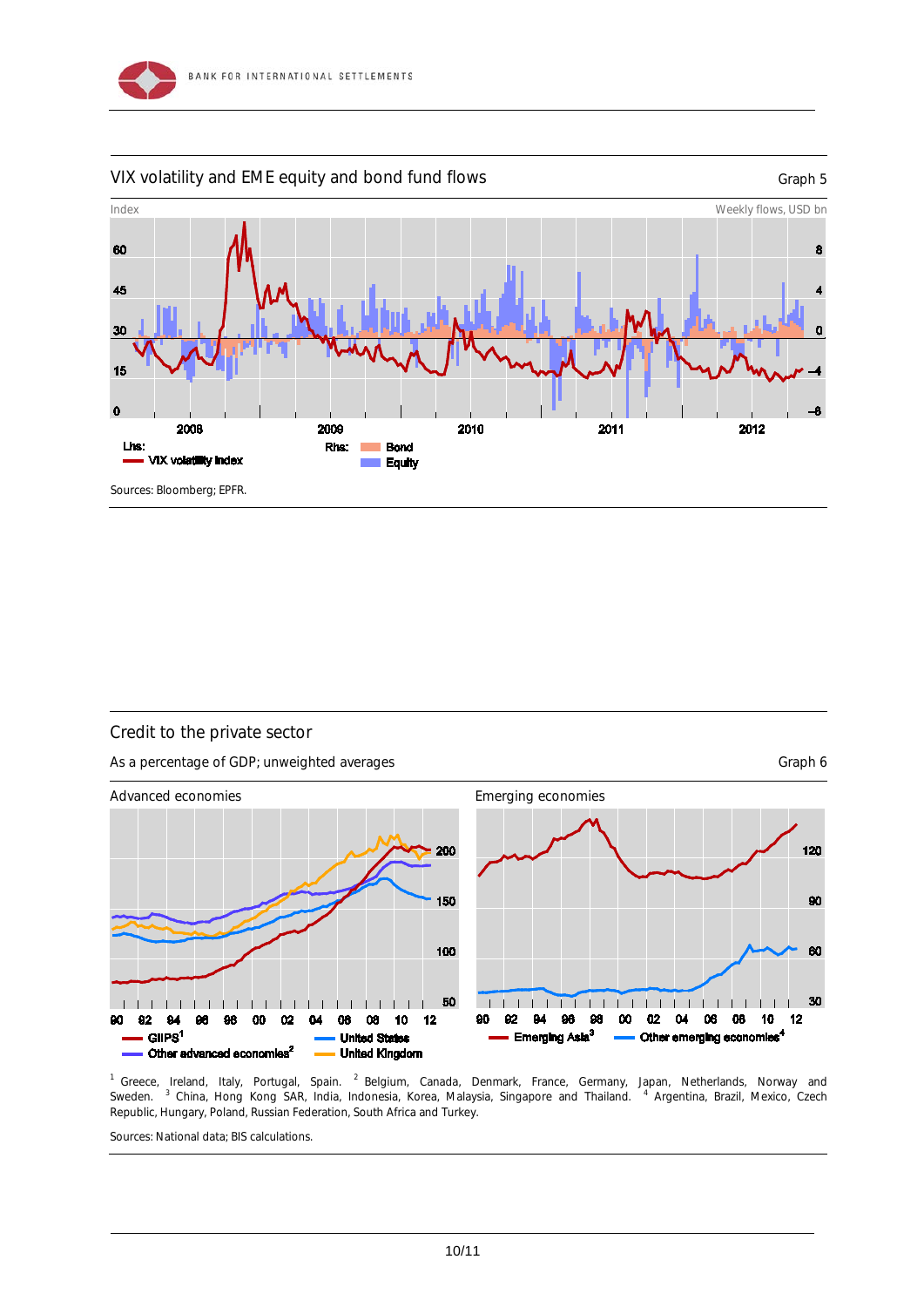## VIX volatility and EME equity and bond fund flows

Graph 5

Index — Weekly flows, USD bn

Lhs: VIX volatility index; Rhs: Bond, Equity

Sources: Bloomberg; EPFR.

## Credit to the private sector

As a percentage of GDP; unweighted averages

Graph 6

Advanced economies — GIIPS[1]; Other advanced economies[2]; United States; United Kingdom

Emerging economies — Emerging Asia[3]; Other emerging economies[4]

[1] Greece, Ireland, Italy, Portugal, Spain. [2] Belgium, Canada, Denmark, France, Germany, Japan, Netherlands, Norway and Sweden. [3] China, Hong Kong SAR, India, Indonesia, Korea, Malaysia, Singapore and Thailand. [4] Argentina, Brazil, Mexico, Czech Republic, Hungary, Poland, Russian Federation, South Africa and Turkey.

Sources: National data; BIS calculations.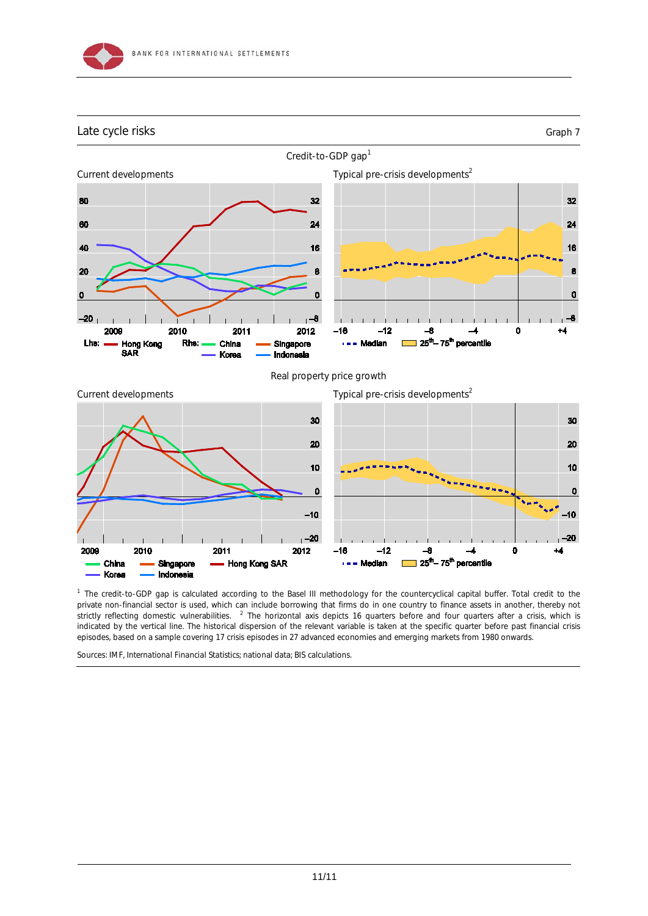## Late cycle risks

Graph 7

Credit-to-GDP gap[1]

Current developments

80
60
40
20
0
–20

32
24
16
8
0
–8

2009
2010
2011
2012

Lhs: Hong Kong SAR
Rhs: China
Korea
Singapore
Indonesia

Typical pre-crisis developments[2]

32
24
16
8
0
–8

–16
–12
–8
–4
0
+4

Median
25th – 75th percentile

Real property price growth

Current developments

30
20
10
0
–10
–20

2009
2010
2011
2012

China
Korea
Singapore
Indonesia
Hong Kong SAR

Typical pre-crisis developments[2]

30
20
10
0
–10
–20

–16
–12
–8
–4
0
+4

Median
25th – 75th percentile

[1] The credit-to-GDP gap is calculated according to the Basel III methodology for the countercyclical capital buffer. Total credit to the private non-financial sector is used, which can include borrowing that firms do in one country to finance assets in another, thereby not strictly reflecting domestic vulnerabilities. [2] The horizontal axis depicts 16 quarters before and four quarters after a crisis, which is indicated by the vertical line. The historical dispersion of the relevant variable is taken at the specific quarter before past financial crisis episodes, based on a sample covering 17 crisis episodes in 27 advanced economies and emerging markets from 1980 onwards.

Sources: IMF, International Financial Statistics; national data; BIS calculations.